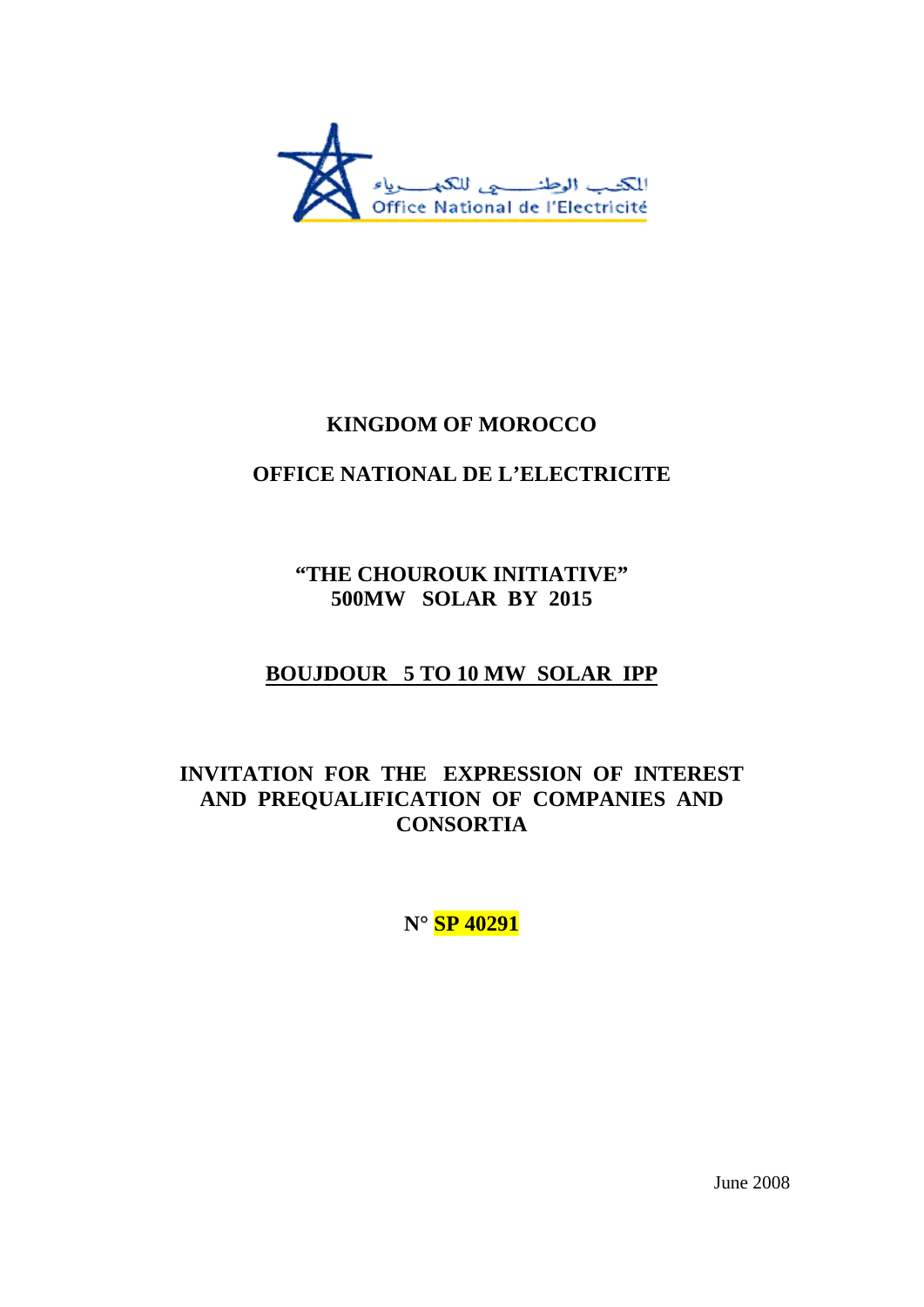# KINGDOM OF MOROCCO

# OFFICE NATIONAL DE L'ELECTRICITE

## "THE CHOUROUK INITIATIVE"
## 500MW SOLAR BY 2015

## BOUJDOUR 5 TO 10 MW SOLAR IPP

## INVITATION FOR THE EXPRESSION OF INTEREST AND PREQUALIFICATION OF COMPANIES AND CONSORTIA

**N° SP 40291**

June 2008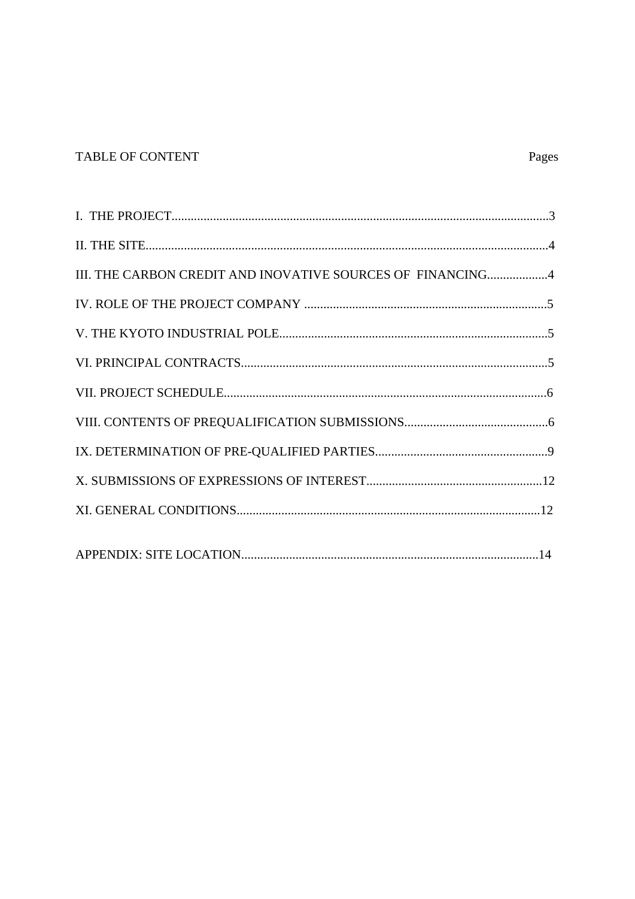TABLE OF CONTENT Pages

I. THE PROJECT.....................................................................................................................3

II. THE SITE.............................................................................................................................4

III. THE CARBON CREDIT AND INOVATIVE SOURCES OF FINANCING...................4

IV. ROLE OF THE PROJECT COMPANY ............................................................................5

V. THE KYOTO INDUSTRIAL POLE....................................................................................5

VI. PRINCIPAL CONTRACTS................................................................................................5

VII. PROJECT SCHEDULE.....................................................................................................6

VIII. CONTENTS OF PREQUALIFICATION SUBMISSIONS.............................................6

IX. DETERMINATION OF PRE-QUALIFIED PARTIES......................................................9

X. SUBMISSIONS OF EXPRESSIONS OF INTEREST.......................................................12

XI. GENERAL CONDITIONS...............................................................................................12

APPENDIX: SITE LOCATION.............................................................................................14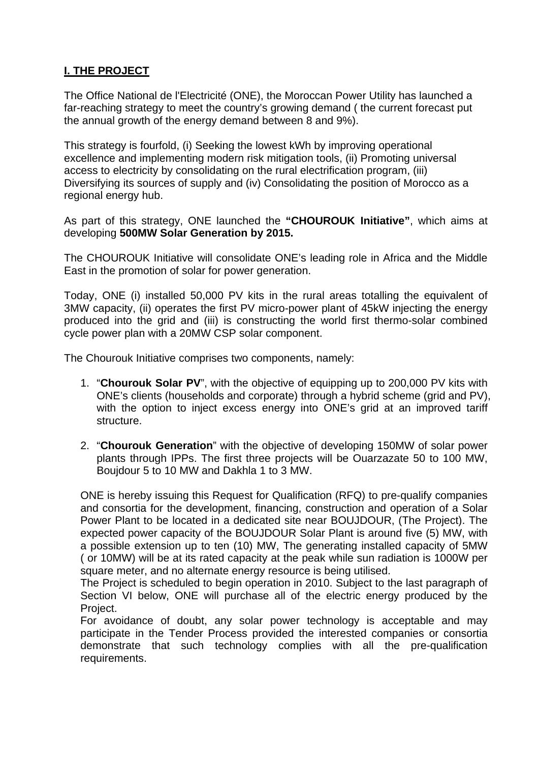## **I. THE PROJECT**

The Office National de l'Electricité (ONE), the Moroccan Power Utility has launched a far-reaching strategy to meet the country's growing demand ( the current forecast put the annual growth of the energy demand between 8 and 9%).

This strategy is fourfold, (i) Seeking the lowest kWh by improving operational excellence and implementing modern risk mitigation tools, (ii) Promoting universal access to electricity by consolidating on the rural electrification program, (iii) Diversifying its sources of supply and (iv) Consolidating the position of Morocco as a regional energy hub.

As part of this strategy, ONE launched the **"CHOUROUK Initiative"**, which aims at developing **500MW Solar Generation by 2015.**

The CHOUROUK Initiative will consolidate ONE's leading role in Africa and the Middle East in the promotion of solar for power generation.

Today, ONE (i) installed 50,000 PV kits in the rural areas totalling the equivalent of 3MW capacity, (ii) operates the first PV micro-power plant of 45kW injecting the energy produced into the grid and (iii) is constructing the world first thermo-solar combined cycle power plan with a 20MW CSP solar component.

The Chourouk Initiative comprises two components, namely:

1. "**Chourouk Solar PV**", with the objective of equipping up to 200,000 PV kits with ONE's clients (households and corporate) through a hybrid scheme (grid and PV), with the option to inject excess energy into ONE's grid at an improved tariff structure.

2. "**Chourouk Generation**" with the objective of developing 150MW of solar power plants through IPPs. The first three projects will be Ouarzazate 50 to 100 MW, Boujdour 5 to 10 MW and Dakhla 1 to 3 MW.

ONE is hereby issuing this Request for Qualification (RFQ) to pre-qualify companies and consortia for the development, financing, construction and operation of a Solar Power Plant to be located in a dedicated site near BOUJDOUR, (The Project). The expected power capacity of the BOUJDOUR Solar Plant is around five (5) MW, with a possible extension up to ten (10) MW, The generating installed capacity of 5MW ( or 10MW) will be at its rated capacity at the peak while sun radiation is 1000W per square meter, and no alternate energy resource is being utilised.

The Project is scheduled to begin operation in 2010. Subject to the last paragraph of Section VI below, ONE will purchase all of the electric energy produced by the Project.

For avoidance of doubt, any solar power technology is acceptable and may participate in the Tender Process provided the interested companies or consortia demonstrate that such technology complies with all the pre-qualification requirements.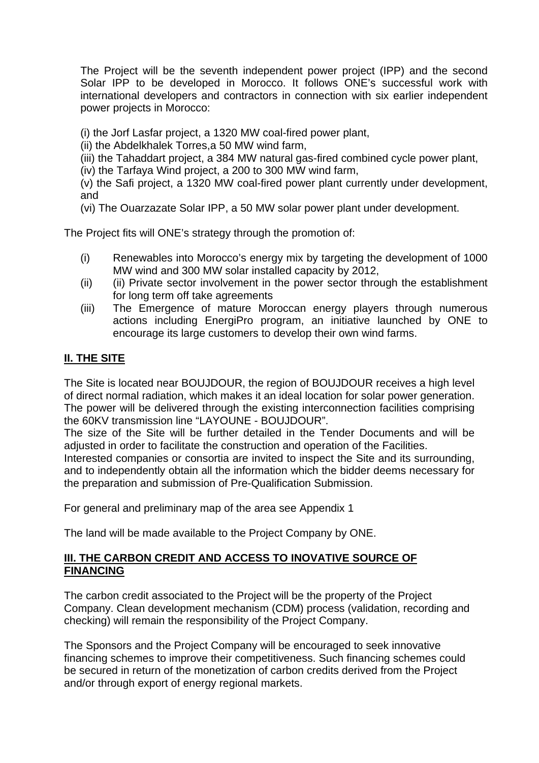The Project will be the seventh independent power project (IPP) and the second Solar IPP to be developed in Morocco. It follows ONE's successful work with international developers and contractors in connection with six earlier independent power projects in Morocco:

(i) the Jorf Lasfar project, a 1320 MW coal-fired power plant,
(ii) the Abdelkhalek Torres,a 50 MW wind farm,
(iii) the Tahaddart project, a 384 MW natural gas-fired combined cycle power plant,
(iv) the Tarfaya Wind project, a 200 to 300 MW wind farm,
(v) the Safi project, a 1320 MW coal-fired power plant currently under development, and
(vi) The Ouarzazate Solar IPP, a 50 MW solar power plant under development.

The Project fits will ONE's strategy through the promotion of:

(i) Renewables into Morocco's energy mix by targeting the development of 1000 MW wind and 300 MW solar installed capacity by 2012,
(ii) (ii) Private sector involvement in the power sector through the establishment for long term off take agreements
(iii) The Emergence of mature Moroccan energy players through numerous actions including EnergiPro program, an initiative launched by ONE to encourage its large customers to develop their own wind farms.

## **II. THE SITE**

The Site is located near BOUJDOUR, the region of BOUJDOUR receives a high level of direct normal radiation, which makes it an ideal location for solar power generation. The power will be delivered through the existing interconnection facilities comprising the 60KV transmission line "LAYOUNE - BOUJDOUR".
The size of the Site will be further detailed in the Tender Documents and will be adjusted in order to facilitate the construction and operation of the Facilities.
Interested companies or consortia are invited to inspect the Site and its surrounding, and to independently obtain all the information which the bidder deems necessary for the preparation and submission of Pre-Qualification Submission.

For general and preliminary map of the area see Appendix 1

The land will be made available to the Project Company by ONE.

## **III. THE CARBON CREDIT AND ACCESS TO INOVATIVE SOURCE OF FINANCING**

The carbon credit associated to the Project will be the property of the Project Company. Clean development mechanism (CDM) process (validation, recording and checking) will remain the responsibility of the Project Company.

The Sponsors and the Project Company will be encouraged to seek innovative financing schemes to improve their competitiveness. Such financing schemes could be secured in return of the monetization of carbon credits derived from the Project and/or through export of energy regional markets.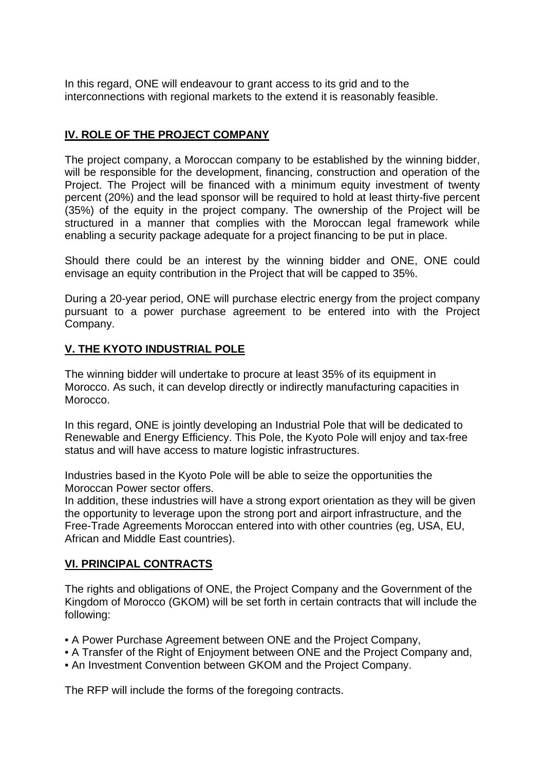In this regard, ONE will endeavour to grant access to its grid and to the interconnections with regional markets to the extend it is reasonably feasible.

## IV. ROLE OF THE PROJECT COMPANY

The project company, a Moroccan company to be established by the winning bidder, will be responsible for the development, financing, construction and operation of the Project. The Project will be financed with a minimum equity investment of twenty percent (20%) and the lead sponsor will be required to hold at least thirty-five percent (35%) of the equity in the project company. The ownership of the Project will be structured in a manner that complies with the Moroccan legal framework while enabling a security package adequate for a project financing to be put in place.

Should there could be an interest by the winning bidder and ONE, ONE could envisage an equity contribution in the Project that will be capped to 35%.

During a 20-year period, ONE will purchase electric energy from the project company pursuant to a power purchase agreement to be entered into with the Project Company.

## V. THE KYOTO INDUSTRIAL POLE

The winning bidder will undertake to procure at least 35% of its equipment in Morocco. As such, it can develop directly or indirectly manufacturing capacities in Morocco.

In this regard, ONE is jointly developing an Industrial Pole that will be dedicated to Renewable and Energy Efficiency. This Pole, the Kyoto Pole will enjoy and tax-free status and will have access to mature logistic infrastructures.

Industries based in the Kyoto Pole will be able to seize the opportunities the Moroccan Power sector offers.
In addition, these industries will have a strong export orientation as they will be given the opportunity to leverage upon the strong port and airport infrastructure, and the Free-Trade Agreements Moroccan entered into with other countries (eg, USA, EU, African and Middle East countries).

## VI. PRINCIPAL CONTRACTS

The rights and obligations of ONE, the Project Company and the Government of the Kingdom of Morocco (GKOM) will be set forth in certain contracts that will include the following:

- A Power Purchase Agreement between ONE and the Project Company,
- A Transfer of the Right of Enjoyment between ONE and the Project Company and,
- An Investment Convention between GKOM and the Project Company.

The RFP will include the forms of the foregoing contracts.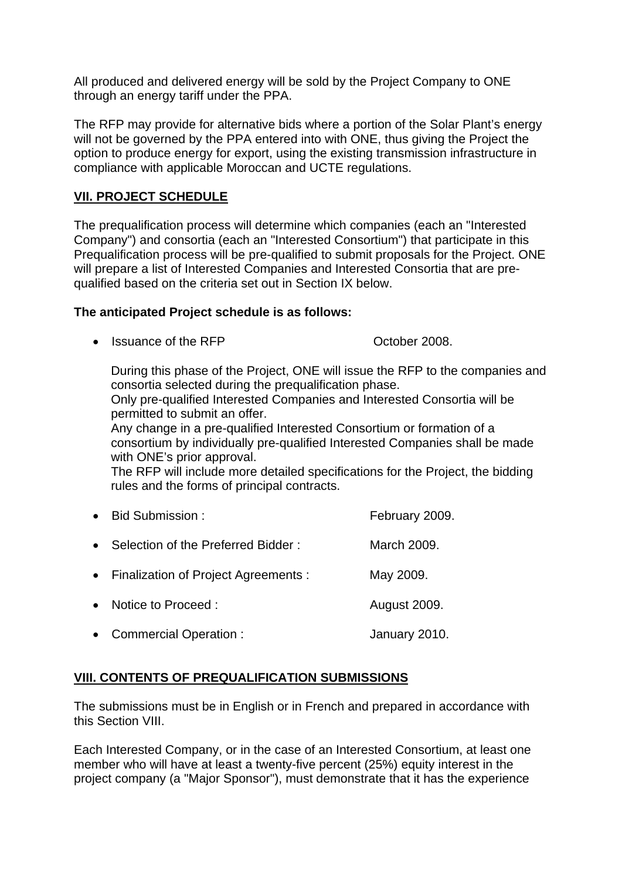All produced and delivered energy will be sold by the Project Company to ONE through an energy tariff under the PPA.

The RFP may provide for alternative bids where a portion of the Solar Plant's energy will not be governed by the PPA entered into with ONE, thus giving the Project the option to produce energy for export, using the existing transmission infrastructure in compliance with applicable Moroccan and UCTE regulations.

## VII. PROJECT SCHEDULE

The prequalification process will determine which companies (each an "Interested Company") and consortia (each an "Interested Consortium") that participate in this Prequalification process will be pre-qualified to submit proposals for the Project. ONE will prepare a list of Interested Companies and Interested Consortia that are pre-qualified based on the criteria set out in Section IX below.

**The anticipated Project schedule is as follows:**

- Issuance of the RFP — October 2008.

  During this phase of the Project, ONE will issue the RFP to the companies and consortia selected during the prequalification phase.
  Only pre-qualified Interested Companies and Interested Consortia will be permitted to submit an offer.
  Any change in a pre-qualified Interested Consortium or formation of a consortium by individually pre-qualified Interested Companies shall be made with ONE's prior approval.
  The RFP will include more detailed specifications for the Project, the bidding rules and the forms of principal contracts.

- Bid Submission : February 2009.
- Selection of the Preferred Bidder : March 2009.
- Finalization of Project Agreements : May 2009.
- Notice to Proceed : August 2009.
- Commercial Operation : January 2010.

## VIII. CONTENTS OF PREQUALIFICATION SUBMISSIONS

The submissions must be in English or in French and prepared in accordance with this Section VIII.

Each Interested Company, or in the case of an Interested Consortium, at least one member who will have at least a twenty-five percent (25%) equity interest in the project company (a "Major Sponsor"), must demonstrate that it has the experience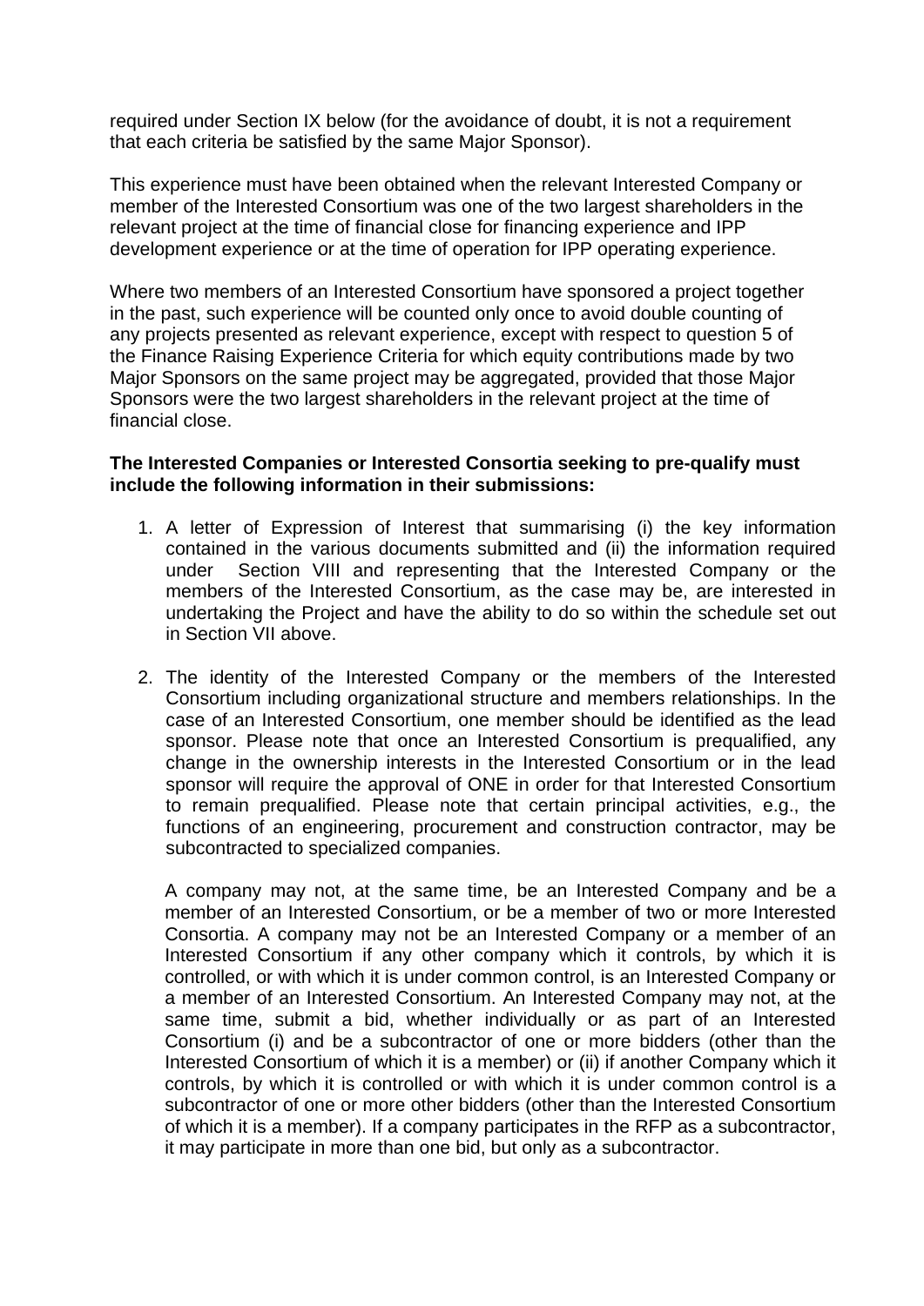required under Section IX below (for the avoidance of doubt, it is not a requirement that each criteria be satisfied by the same Major Sponsor).

This experience must have been obtained when the relevant Interested Company or member of the Interested Consortium was one of the two largest shareholders in the relevant project at the time of financial close for financing experience and IPP development experience or at the time of operation for IPP operating experience.

Where two members of an Interested Consortium have sponsored a project together in the past, such experience will be counted only once to avoid double counting of any projects presented as relevant experience, except with respect to question 5 of the Finance Raising Experience Criteria for which equity contributions made by two Major Sponsors on the same project may be aggregated, provided that those Major Sponsors were the two largest shareholders in the relevant project at the time of financial close.

**The Interested Companies or Interested Consortia seeking to pre-qualify must include the following information in their submissions:**

1. A letter of Expression of Interest that summarising (i) the key information contained in the various documents submitted and (ii) the information required under Section VIII and representing that the Interested Company or the members of the Interested Consortium, as the case may be, are interested in undertaking the Project and have the ability to do so within the schedule set out in Section VII above.

2. The identity of the Interested Company or the members of the Interested Consortium including organizational structure and members relationships. In the case of an Interested Consortium, one member should be identified as the lead sponsor. Please note that once an Interested Consortium is prequalified, any change in the ownership interests in the Interested Consortium or in the lead sponsor will require the approval of ONE in order for that Interested Consortium to remain prequalified. Please note that certain principal activities, e.g., the functions of an engineering, procurement and construction contractor, may be subcontracted to specialized companies.

   A company may not, at the same time, be an Interested Company and be a member of an Interested Consortium, or be a member of two or more Interested Consortia. A company may not be an Interested Company or a member of an Interested Consortium if any other company which it controls, by which it is controlled, or with which it is under common control, is an Interested Company or a member of an Interested Consortium. An Interested Company may not, at the same time, submit a bid, whether individually or as part of an Interested Consortium (i) and be a subcontractor of one or more bidders (other than the Interested Consortium of which it is a member) or (ii) if another Company which it controls, by which it is controlled or with which it is under common control is a subcontractor of one or more other bidders (other than the Interested Consortium of which it is a member). If a company participates in the RFP as a subcontractor, it may participate in more than one bid, but only as a subcontractor.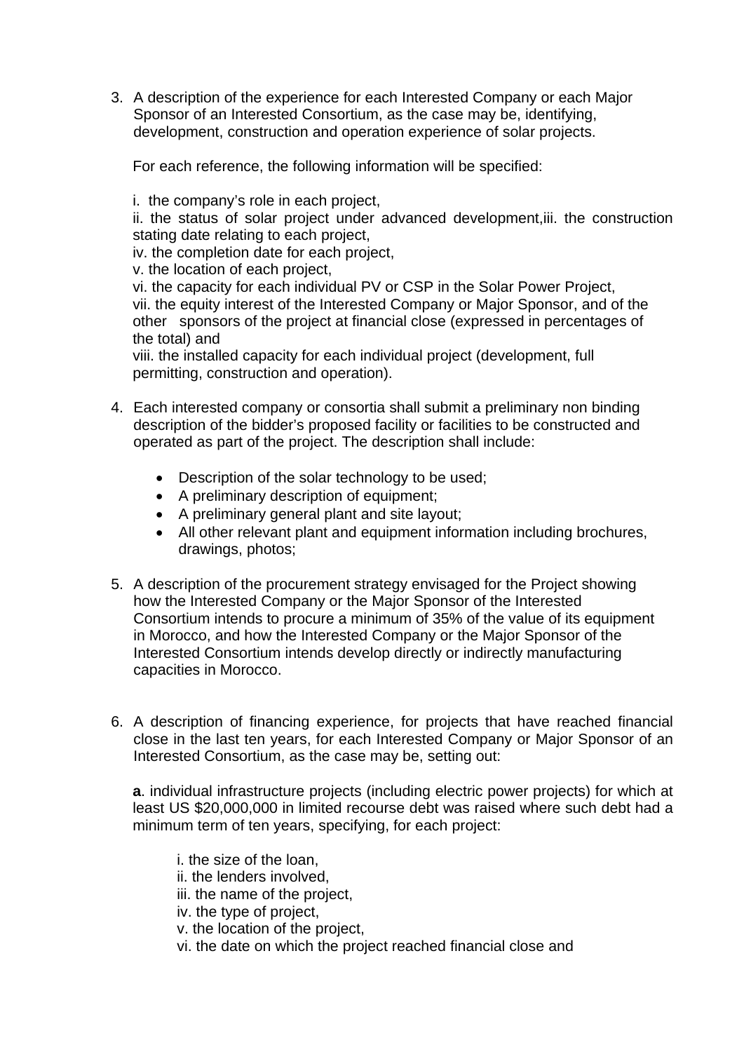3. A description of the experience for each Interested Company or each Major Sponsor of an Interested Consortium, as the case may be, identifying, development, construction and operation experience of solar projects.

   For each reference, the following information will be specified:

   i. the company's role in each project,
   ii. the status of solar project under advanced development,iii. the construction stating date relating to each project,
   iv. the completion date for each project,
   v. the location of each project,
   vi. the capacity for each individual PV or CSP in the Solar Power Project,
   vii. the equity interest of the Interested Company or Major Sponsor, and of the other sponsors of the project at financial close (expressed in percentages of the total) and
   viii. the installed capacity for each individual project (development, full permitting, construction and operation).

4. Each interested company or consortia shall submit a preliminary non binding description of the bidder's proposed facility or facilities to be constructed and operated as part of the project. The description shall include:

   - Description of the solar technology to be used;
   - A preliminary description of equipment;
   - A preliminary general plant and site layout;
   - All other relevant plant and equipment information including brochures, drawings, photos;

5. A description of the procurement strategy envisaged for the Project showing how the Interested Company or the Major Sponsor of the Interested Consortium intends to procure a minimum of 35% of the value of its equipment in Morocco, and how the Interested Company or the Major Sponsor of the Interested Consortium intends develop directly or indirectly manufacturing capacities in Morocco.

6. A description of financing experience, for projects that have reached financial close in the last ten years, for each Interested Company or Major Sponsor of an Interested Consortium, as the case may be, setting out:

   **a**. individual infrastructure projects (including electric power projects) for which at least US $20,000,000 in limited recourse debt was raised where such debt had a minimum term of ten years, specifying, for each project:

      i. the size of the loan,
      ii. the lenders involved,
      iii. the name of the project,
      iv. the type of project,
      v. the location of the project,
      vi. the date on which the project reached financial close and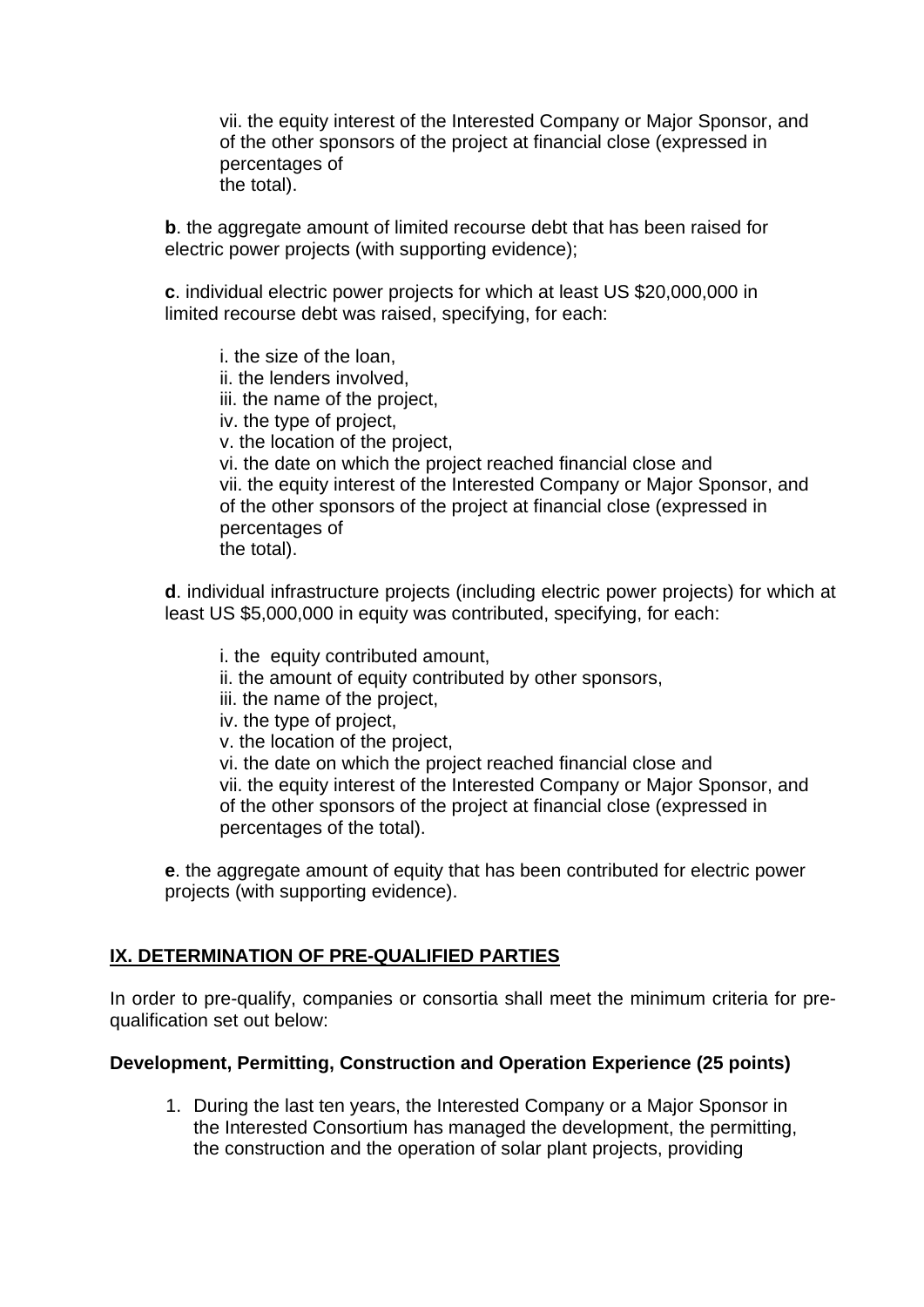vii. the equity interest of the Interested Company or Major Sponsor, and of the other sponsors of the project at financial close (expressed in percentages of the total).

**b**. the aggregate amount of limited recourse debt that has been raised for electric power projects (with supporting evidence);

**c**. individual electric power projects for which at least US $20,000,000 in limited recourse debt was raised, specifying, for each:

i. the size of the loan,
ii. the lenders involved,
iii. the name of the project,
iv. the type of project,
v. the location of the project,
vi. the date on which the project reached financial close and
vii. the equity interest of the Interested Company or Major Sponsor, and of the other sponsors of the project at financial close (expressed in percentages of the total).

**d**. individual infrastructure projects (including electric power projects) for which at least US $5,000,000 in equity was contributed, specifying, for each:

i. the equity contributed amount,
ii. the amount of equity contributed by other sponsors,
iii. the name of the project,
iv. the type of project,
v. the location of the project,
vi. the date on which the project reached financial close and
vii. the equity interest of the Interested Company or Major Sponsor, and of the other sponsors of the project at financial close (expressed in percentages of the total).

**e**. the aggregate amount of equity that has been contributed for electric power projects (with supporting evidence).

## IX. DETERMINATION OF PRE-QUALIFIED PARTIES

In order to pre-qualify, companies or consortia shall meet the minimum criteria for pre-qualification set out below:

**Development, Permitting, Construction and Operation Experience (25 points)**

1. During the last ten years, the Interested Company or a Major Sponsor in the Interested Consortium has managed the development, the permitting, the construction and the operation of solar plant projects, providing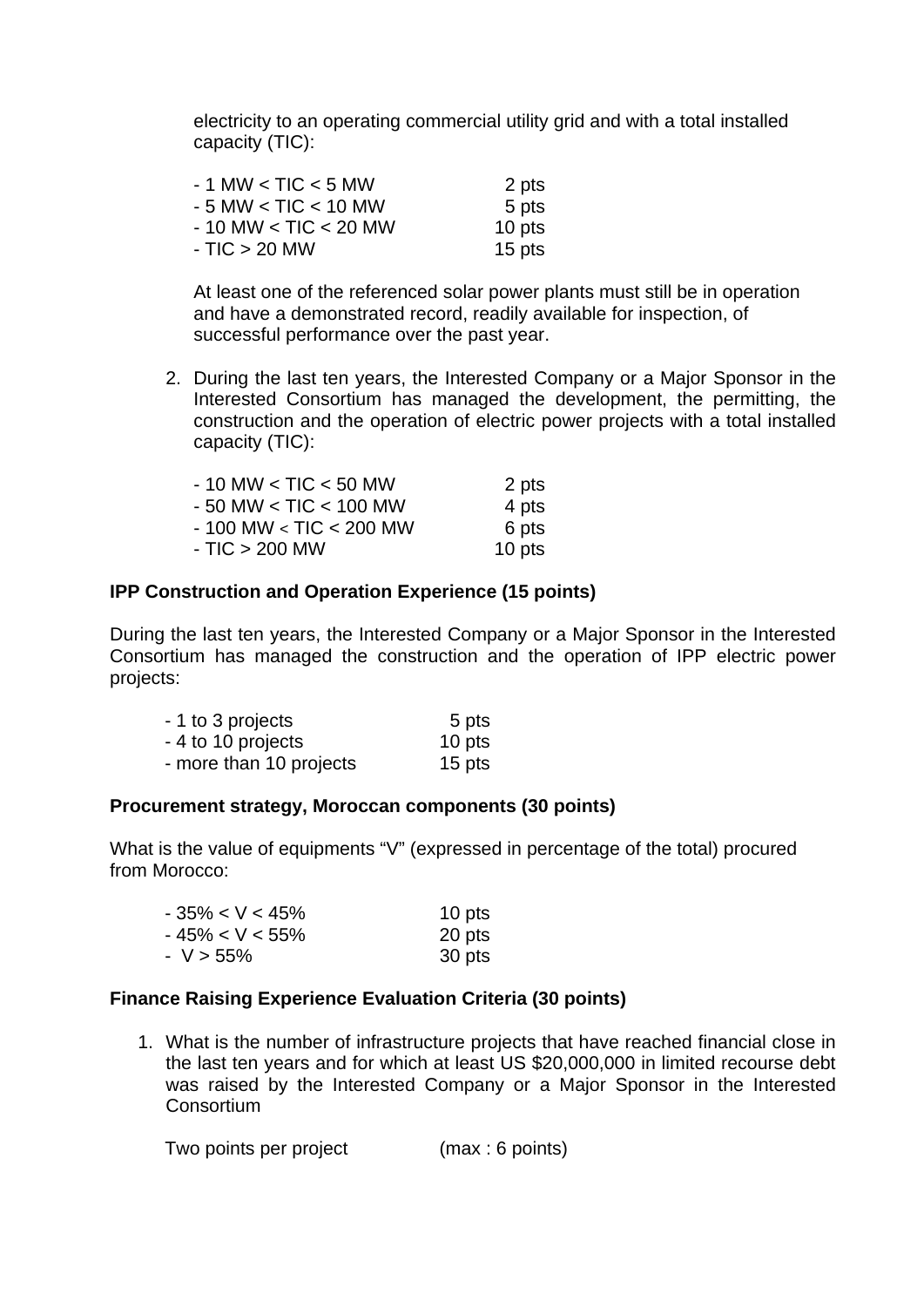electricity to an operating commercial utility grid and with a total installed capacity (TIC):

| | |
|---|---|
| - 1 MW < TIC < 5 MW | 2 pts |
| - 5 MW < TIC < 10 MW | 5 pts |
| - 10 MW < TIC < 20 MW | 10 pts |
| - TIC > 20 MW | 15 pts |

At least one of the referenced solar power plants must still be in operation and have a demonstrated record, readily available for inspection, of successful performance over the past year.

2. During the last ten years, the Interested Company or a Major Sponsor in the Interested Consortium has managed the development, the permitting, the construction and the operation of electric power projects with a total installed capacity (TIC):

| | |
|---|---|
| - 10 MW < TIC < 50 MW | 2 pts |
| - 50 MW < TIC < 100 MW | 4 pts |
| - 100 MW < TIC < 200 MW | 6 pts |
| - TIC > 200 MW | 10 pts |

**IPP Construction and Operation Experience (15 points)**

During the last ten years, the Interested Company or a Major Sponsor in the Interested Consortium has managed the construction and the operation of IPP electric power projects:

| | |
|---|---|
| - 1 to 3 projects | 5 pts |
| - 4 to 10 projects | 10 pts |
| - more than 10 projects | 15 pts |

**Procurement strategy, Moroccan components (30 points)**

What is the value of equipments "V" (expressed in percentage of the total) procured from Morocco:

| | |
|---|---|
| - 35% < V < 45% | 10 pts |
| - 45% < V < 55% | 20 pts |
| - V > 55% | 30 pts |

**Finance Raising Experience Evaluation Criteria (30 points)**

1. What is the number of infrastructure projects that have reached financial close in the last ten years and for which at least US $20,000,000 in limited recourse debt was raised by the Interested Company or a Major Sponsor in the Interested Consortium

   Two points per project (max : 6 points)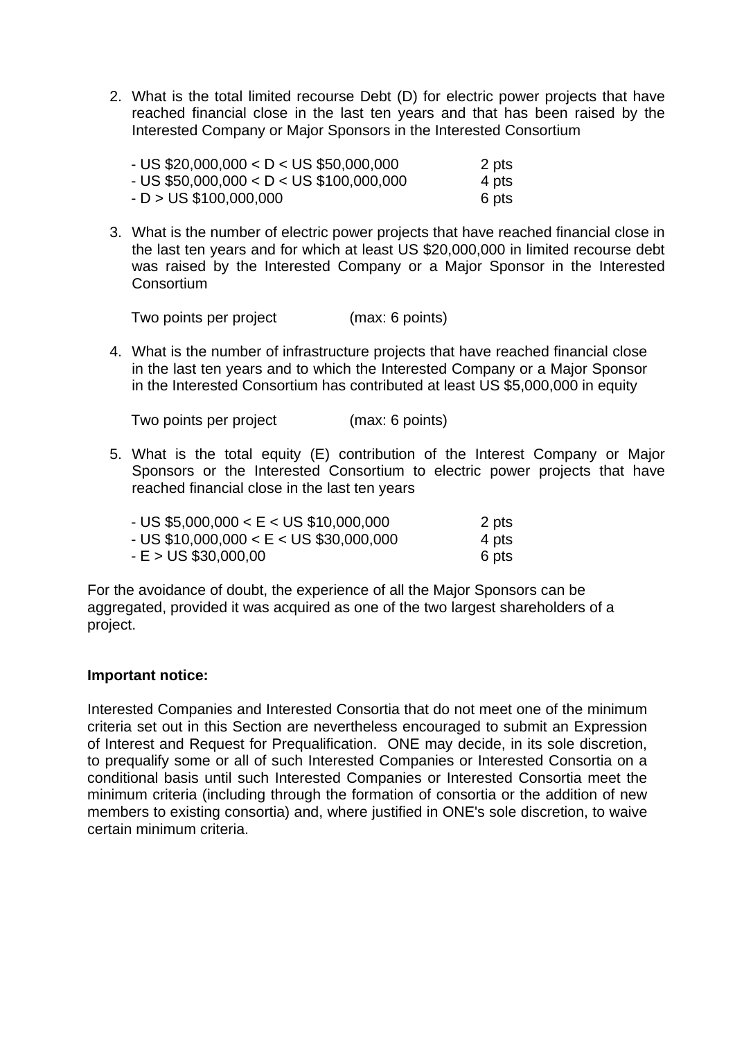2. What is the total limited recourse Debt (D) for electric power projects that have reached financial close in the last ten years and that has been raised by the Interested Company or Major Sponsors in the Interested Consortium

   - US $20,000,000 < D < US $50,000,000 2 pts
   - US $50,000,000 < D < US $100,000,000 4 pts
   - D > US $100,000,000 6 pts

3. What is the number of electric power projects that have reached financial close in the last ten years and for which at least US $20,000,000 in limited recourse debt was raised by the Interested Company or a Major Sponsor in the Interested Consortium

   Two points per project (max: 6 points)

4. What is the number of infrastructure projects that have reached financial close in the last ten years and to which the Interested Company or a Major Sponsor in the Interested Consortium has contributed at least US $5,000,000 in equity

   Two points per project (max: 6 points)

5. What is the total equity (E) contribution of the Interest Company or Major Sponsors or the Interested Consortium to electric power projects that have reached financial close in the last ten years

   - US $5,000,000 < E < US $10,000,000 2 pts
   - US $10,000,000 < E < US $30,000,000 4 pts
   - E > US $30,000,00 6 pts

For the avoidance of doubt, the experience of all the Major Sponsors can be aggregated, provided it was acquired as one of the two largest shareholders of a project.

**Important notice:**

Interested Companies and Interested Consortia that do not meet one of the minimum criteria set out in this Section are nevertheless encouraged to submit an Expression of Interest and Request for Prequalification. ONE may decide, in its sole discretion, to prequalify some or all of such Interested Companies or Interested Consortia on a conditional basis until such Interested Companies or Interested Consortia meet the minimum criteria (including through the formation of consortia or the addition of new members to existing consortia) and, where justified in ONE's sole discretion, to waive certain minimum criteria.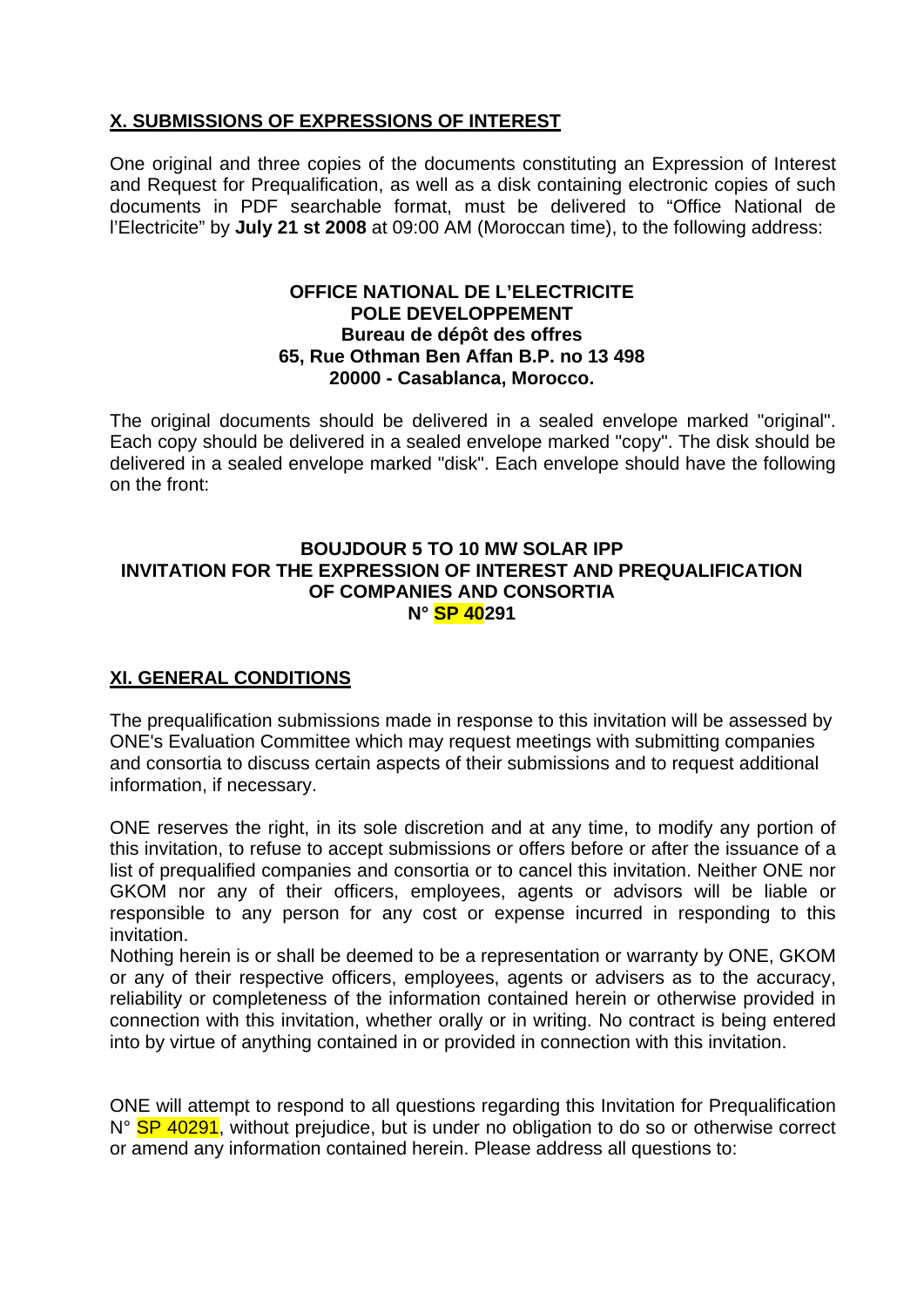## X. SUBMISSIONS OF EXPRESSIONS OF INTEREST

One original and three copies of the documents constituting an Expression of Interest and Request for Prequalification, as well as a disk containing electronic copies of such documents in PDF searchable format, must be delivered to "Office National de l'Electricite" by **July 21 st 2008** at 09:00 AM (Moroccan time), to the following address:

**OFFICE NATIONAL DE L'ELECTRICITE**
**POLE DEVELOPPEMENT**
**Bureau de dépôt des offres**
**65, Rue Othman Ben Affan B.P. no 13 498**
**20000 - Casablanca, Morocco.**

The original documents should be delivered in a sealed envelope marked "original". Each copy should be delivered in a sealed envelope marked "copy". The disk should be delivered in a sealed envelope marked "disk". Each envelope should have the following on the front:

**BOUJDOUR 5 TO 10 MW SOLAR IPP**
**INVITATION FOR THE EXPRESSION OF INTEREST AND PREQUALIFICATION OF COMPANIES AND CONSORTIA**
**N° SP 40291**

## XI. GENERAL CONDITIONS

The prequalification submissions made in response to this invitation will be assessed by ONE's Evaluation Committee which may request meetings with submitting companies and consortia to discuss certain aspects of their submissions and to request additional information, if necessary.

ONE reserves the right, in its sole discretion and at any time, to modify any portion of this invitation, to refuse to accept submissions or offers before or after the issuance of a list of prequalified companies and consortia or to cancel this invitation. Neither ONE nor GKOM nor any of their officers, employees, agents or advisors will be liable or responsible to any person for any cost or expense incurred in responding to this invitation.
Nothing herein is or shall be deemed to be a representation or warranty by ONE, GKOM or any of their respective officers, employees, agents or advisers as to the accuracy, reliability or completeness of the information contained herein or otherwise provided in connection with this invitation, whether orally or in writing. No contract is being entered into by virtue of anything contained in or provided in connection with this invitation.

ONE will attempt to respond to all questions regarding this Invitation for Prequalification N° SP 40291, without prejudice, but is under no obligation to do so or otherwise correct or amend any information contained herein. Please address all questions to: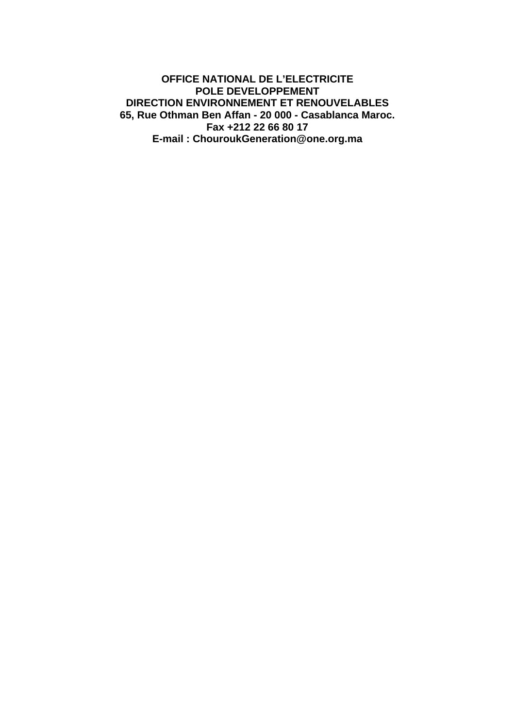**OFFICE NATIONAL DE L'ELECTRICITE**
**POLE DEVELOPPEMENT**
**DIRECTION ENVIRONNEMENT ET RENOUVELABLES**
**65, Rue Othman Ben Affan - 20 000 - Casablanca Maroc.**
**Fax +212 22 66 80 17**
**E-mail : ChouroukGeneration@one.org.ma**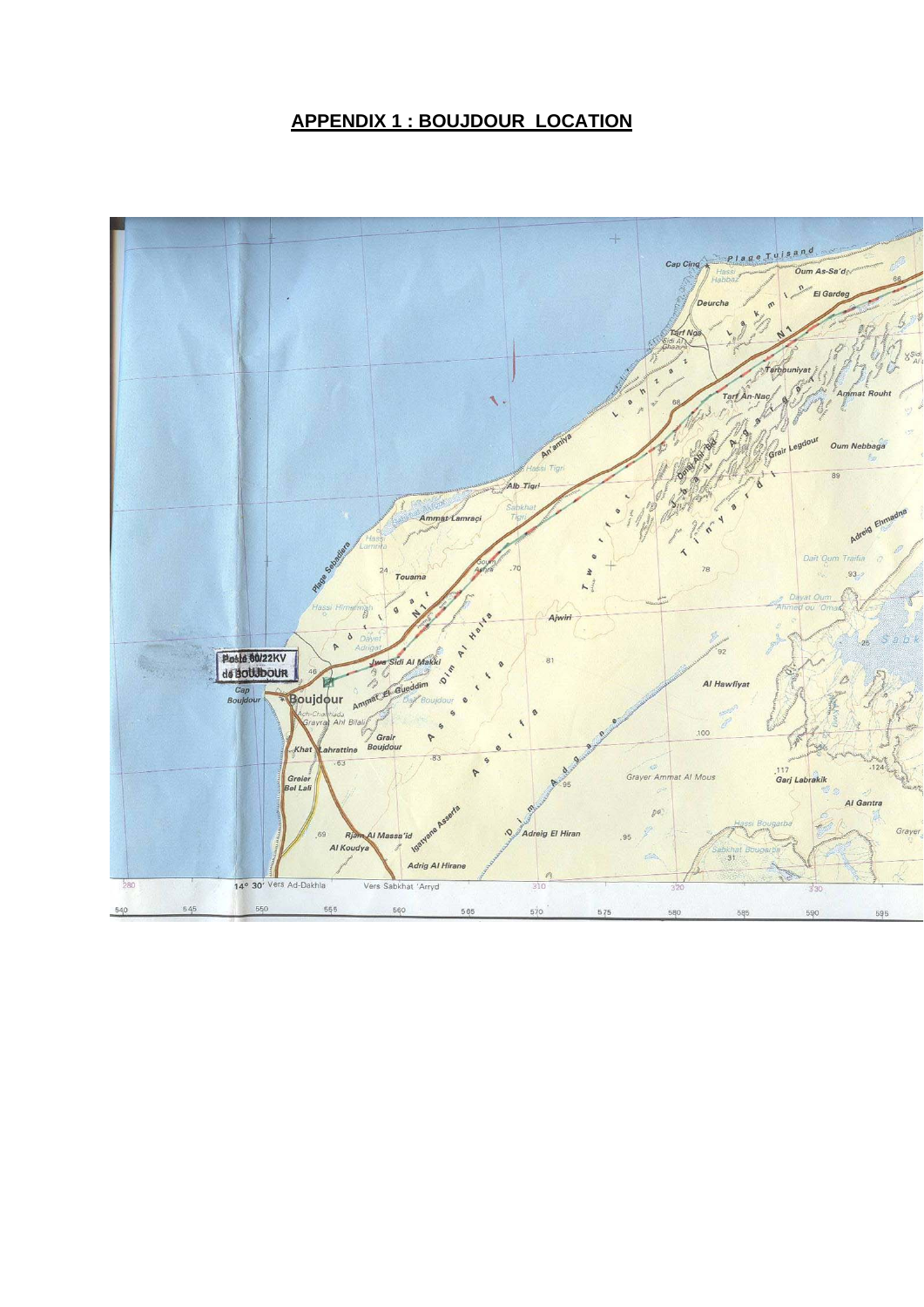# APPENDIX 1 : BOUJDOUR LOCATION

Poste 60/22KV
de BOUJDOUR

Boujdour